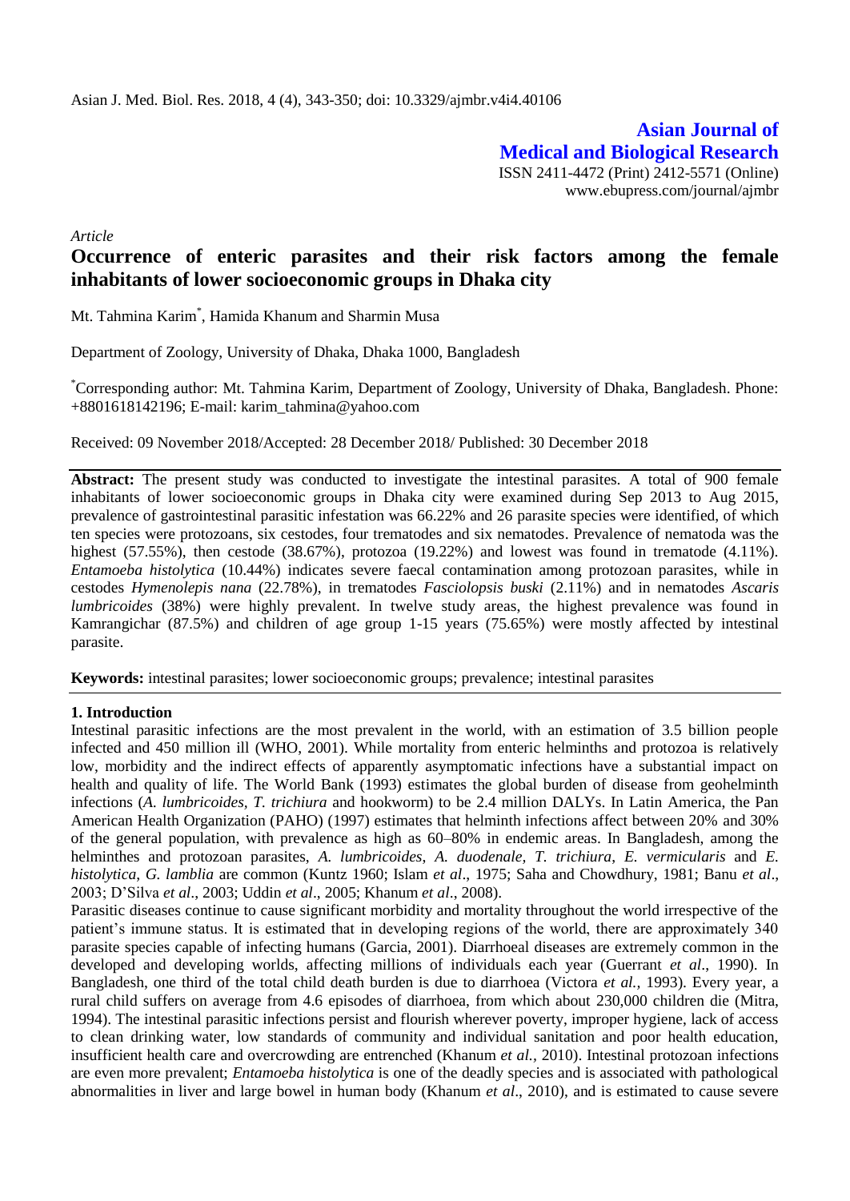**Asian Journal of Medical and Biological Research**

ISSN 2411-4472 (Print) 2412-5571 (Online)
www.ebupress.com/journal/ajmbr

*Article*

# Occurrence of enteric parasites and their risk factors among the female inhabitants of lower socioeconomic groups in Dhaka city

Mt. Tahmina Karim*, Hamida Khanum and Sharmin Musa

Department of Zoology, University of Dhaka, Dhaka 1000, Bangladesh

*Corresponding author: Mt. Tahmina Karim, Department of Zoology, University of Dhaka, Bangladesh. Phone: +8801618142196; E-mail: karim_tahmina@yahoo.com

Received: 09 November 2018/Accepted: 28 December 2018/ Published: 30 December 2018

**Abstract:** The present study was conducted to investigate the intestinal parasites. A total of 900 female inhabitants of lower socioeconomic groups in Dhaka city were examined during Sep 2013 to Aug 2015, prevalence of gastrointestinal parasitic infestation was 66.22% and 26 parasite species were identified, of which ten species were protozoans, six cestodes, four trematodes and six nematodes. Prevalence of nematoda was the highest (57.55%), then cestode (38.67%), protozoa (19.22%) and lowest was found in trematode (4.11%). *Entamoeba histolytica* (10.44%) indicates severe faecal contamination among protozoan parasites, while in cestodes *Hymenolepis nana* (22.78%), in trematodes *Fasciolopsis buski* (2.11%) and in nematodes *Ascaris lumbricoides* (38%) were highly prevalent. In twelve study areas, the highest prevalence was found in Kamrangichar (87.5%) and children of age group 1-15 years (75.65%) were mostly affected by intestinal parasite.

**Keywords:** intestinal parasites; lower socioeconomic groups; prevalence; intestinal parasites

## 1. Introduction

Intestinal parasitic infections are the most prevalent in the world, with an estimation of 3.5 billion people infected and 450 million ill (WHO, 2001). While mortality from enteric helminths and protozoa is relatively low, morbidity and the indirect effects of apparently asymptomatic infections have a substantial impact on health and quality of life. The World Bank (1993) estimates the global burden of disease from geohelminth infections (*A. lumbricoides*, *T. trichiura* and hookworm) to be 2.4 million DALYs. In Latin America, the Pan American Health Organization (PAHO) (1997) estimates that helminth infections affect between 20% and 30% of the general population, with prevalence as high as 60–80% in endemic areas. In Bangladesh, among the helminthes and protozoan parasites, *A. lumbricoides*, *A. duodenale*, *T. trichiura*, *E. vermicularis* and *E. histolytica*, *G. lamblia* are common (Kuntz 1960; Islam *et al*., 1975; Saha and Chowdhury, 1981; Banu *et al*., 2003; D'Silva *et al*., 2003; Uddin *et al*., 2005; Khanum *et al*., 2008).

Parasitic diseases continue to cause significant morbidity and mortality throughout the world irrespective of the patient's immune status. It is estimated that in developing regions of the world, there are approximately 340 parasite species capable of infecting humans (Garcia, 2001). Diarrhoeal diseases are extremely common in the developed and developing worlds, affecting millions of individuals each year (Guerrant *et al*., 1990). In Bangladesh, one third of the total child death burden is due to diarrhoea (Victora *et al.,* 1993). Every year, a rural child suffers on average from 4.6 episodes of diarrhoea, from which about 230,000 children die (Mitra, 1994). The intestinal parasitic infections persist and flourish wherever poverty, improper hygiene, lack of access to clean drinking water, low standards of community and individual sanitation and poor health education, insufficient health care and overcrowding are entrenched (Khanum *et al.,* 2010). Intestinal protozoan infections are even more prevalent; *Entamoeba histolytica* is one of the deadly species and is associated with pathological abnormalities in liver and large bowel in human body (Khanum *et al*., 2010), and is estimated to cause severe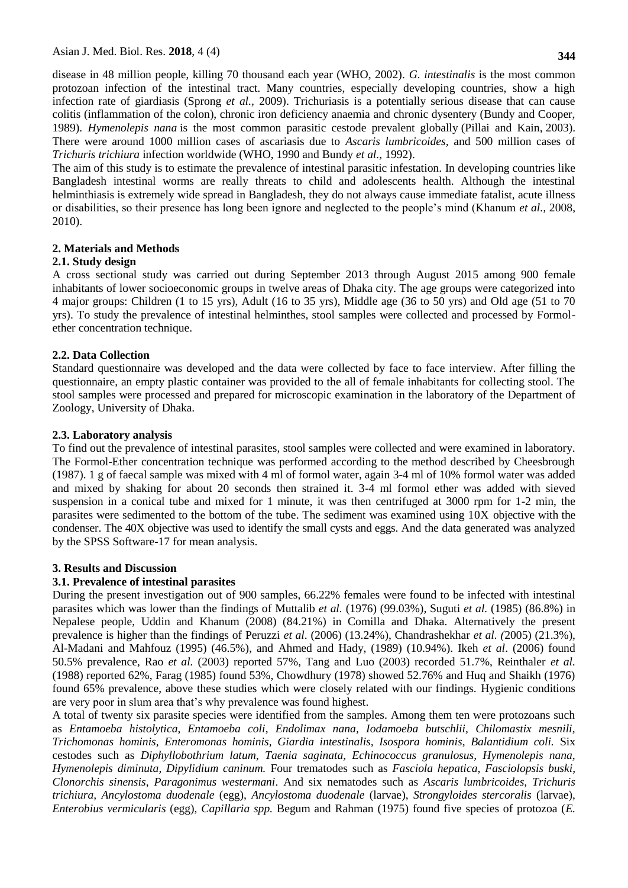disease in 48 million people, killing 70 thousand each year (WHO, 2002). *G. intestinalis* is the most common protozoan infection of the intestinal tract. Many countries, especially developing countries, show a high infection rate of giardiasis (Sprong *et al.,* 2009). Trichuriasis is a potentially serious disease that can cause colitis (inflammation of the colon), chronic iron deficiency anaemia and chronic dysentery (Bundy and Cooper, 1989). *Hymenolepis nana* is the most common parasitic cestode prevalent globally (Pillai and Kain, 2003). There were around 1000 million cases of ascariasis due to *Ascaris lumbricoides,* and 500 million cases of *Trichuris trichiura* infection worldwide (WHO, 1990 and Bundy *et al.,* 1992).

The aim of this study is to estimate the prevalence of intestinal parasitic infestation. In developing countries like Bangladesh intestinal worms are really threats to child and adolescents health. Although the intestinal helminthiasis is extremely wide spread in Bangladesh, they do not always cause immediate fatalist, acute illness or disabilities, so their presence has long been ignore and neglected to the people's mind (Khanum *et al.,* 2008, 2010).

## 2. Materials and Methods

### 2.1. Study design

A cross sectional study was carried out during September 2013 through August 2015 among 900 female inhabitants of lower socioeconomic groups in twelve areas of Dhaka city. The age groups were categorized into 4 major groups: Children (1 to 15 yrs), Adult (16 to 35 yrs), Middle age (36 to 50 yrs) and Old age (51 to 70 yrs). To study the prevalence of intestinal helminthes, stool samples were collected and processed by Formol-ether concentration technique.

### 2.2. Data Collection

Standard questionnaire was developed and the data were collected by face to face interview. After filling the questionnaire, an empty plastic container was provided to the all of female inhabitants for collecting stool. The stool samples were processed and prepared for microscopic examination in the laboratory of the Department of Zoology, University of Dhaka.

### 2.3. Laboratory analysis

To find out the prevalence of intestinal parasites, stool samples were collected and were examined in laboratory. The Formol-Ether concentration technique was performed according to the method described by Cheesbrough (1987). 1 g of faecal sample was mixed with 4 ml of formol water, again 3-4 ml of 10% formol water was added and mixed by shaking for about 20 seconds then strained it. 3-4 ml formol ether was added with sieved suspension in a conical tube and mixed for 1 minute, it was then centrifuged at 3000 rpm for 1-2 min, the parasites were sedimented to the bottom of the tube. The sediment was examined using 10X objective with the condenser. The 40X objective was used to identify the small cysts and eggs. And the data generated was analyzed by the SPSS Software-17 for mean analysis.

## 3. Results and Discussion

### 3.1. Prevalence of intestinal parasites

During the present investigation out of 900 samples, 66.22% females were found to be infected with intestinal parasites which was lower than the findings of Muttalib *et al.* (1976) (99.03%), Suguti *et al.* (1985) (86.8%) in Nepalese people, Uddin and Khanum (2008) (84.21%) in Comilla and Dhaka. Alternatively the present prevalence is higher than the findings of Peruzzi *et al*. (2006) (13.24%), Chandrashekhar *et al. (*2005) (21.3%), Al-Madani and Mahfouz (1995) (46.5%), and Ahmed and Hady, (1989) (10.94%). Ikeh *et al*. (2006) found 50.5% prevalence, Rao *et al.* (2003) reported 57%, Tang and Luo (2003) recorded 51.7%, Reinthaler *et al.* (1988) reported 62%, Farag (1985) found 53%, Chowdhury (1978) showed 52.76% and Huq and Shaikh (1976) found 65% prevalence, above these studies which were closely related with our findings. Hygienic conditions are very poor in slum area that's why prevalence was found highest.

A total of twenty six parasite species were identified from the samples. Among them ten were protozoans such as *Entamoeba histolytica*, *Entamoeba coli*, *Endolimax nana, Iodamoeba butschlii*, *Chilomastix mesnili, Trichomonas hominis*, *Enteromonas hominis*, *Giardia intestinalis*, *Isospora hominis, Balantidium coli.* Six cestodes such as *Diphyllobothrium latum*, *Taenia saginata, Echinococcus granulosus*, *Hymenolepis nana, Hymenolepis diminuta, Dipylidium caninum.* Four trematodes such as *Fasciola hepatica*, *Fasciolopsis buski*, *Clonorchis sinensis*, *Paragonimus westermani*. And six nematodes such as *Ascaris lumbricoides, Trichuris trichiura, Ancylostoma duodenale* (egg), *Ancylostoma duodenale* (larvae), *Strongyloides stercoralis* (larvae), *Enterobius vermicularis* (egg), *Capillaria spp.* Begum and Rahman (1975) found five species of protozoa (*E.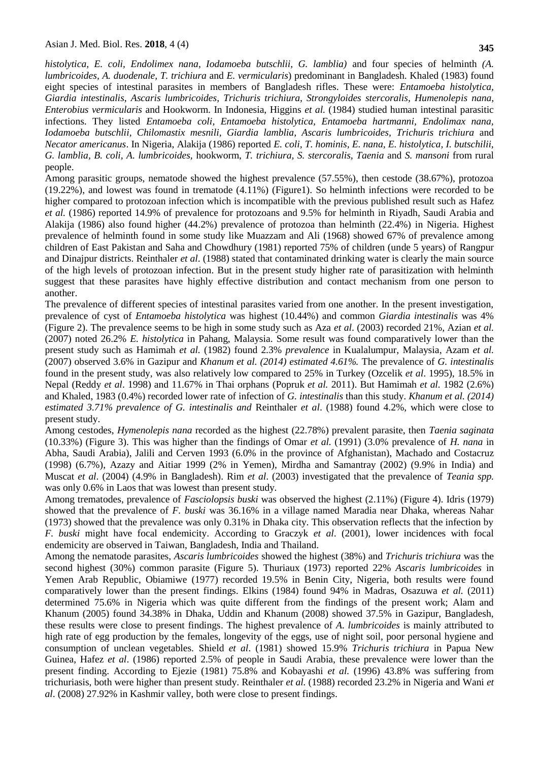*histolytica, E. coli, Endolimex nana, Iodamoeba butschlii, G. lamblia)* and four species of helminth *(A. lumbricoides, A. duodenale, T. trichiura* and *E. vermicularis*) predominant in Bangladesh. Khaled (1983) found eight species of intestinal parasites in members of Bangladesh rifles. These were: *Entamoeba histolytica, Giardia intestinalis, Ascaris lumbricoides, Trichuris trichiura, Strongyloides stercoralis, Humenolepis nana, Enterobius vermicularis* and Hookworm. In Indonesia, Higgins *et al.* (1984) studied human intestinal parasitic infections. They listed *Entamoeba coli, Entamoeba histolytica, Entamoeba hartmanni, Endolimax nana, Iodamoeba butschlii, Chilomastix mesnili, Giardia lamblia, Ascaris lumbricoides, Trichuris trichiura* and *Necator americanus*. In Nigeria, Alakija (1986) reported *E. coli, T. hominis, E. nana, E. histolytica, I. butschilii, G. lamblia, B. coli, A. lumbricoides,* hookworm, *T. trichiura, S. stercoralis, Taenia* and *S. mansoni* from rural people.

Among parasitic groups, nematode showed the highest prevalence (57.55%), then cestode (38.67%), protozoa (19.22%), and lowest was found in trematode (4.11%) (Figure1). So helminth infections were recorded to be higher compared to protozoan infection which is incompatible with the previous published result such as Hafez *et al.* (1986) reported 14.9% of prevalence for protozoans and 9.5% for helminth in Riyadh, Saudi Arabia and Alakija (1986) also found higher (44.2%) prevalence of protozoa than helminth (22.4%) in Nigeria. Highest prevalence of helminth found in some study like Muazzam and Ali (1968) showed 67% of prevalence among children of East Pakistan and Saha and Chowdhury (1981) reported 75% of children (unde 5 years) of Rangpur and Dinajpur districts. Reinthaler *et al*. (1988) stated that contaminated drinking water is clearly the main source of the high levels of protozoan infection. But in the present study higher rate of parasitization with helminth suggest that these parasites have highly effective distribution and contact mechanism from one person to another.

The prevalence of different species of intestinal parasites varied from one another. In the present investigation, prevalence of cyst of *Entamoeba histolytica* was highest (10.44%) and common *Giardia intestinalis* was 4% (Figure 2). The prevalence seems to be high in some study such as Aza *et al*. (2003) recorded 21%, Azian *et al.* (2007) noted 26.2% *E. histolytica* in Pahang, Malaysia. Some result was found comparatively lower than the present study such as Hamimah *et al.* (1982) found 2.3% *prevalence* in Kualalumpur, Malaysia, Azam *et al.* (2007) observed 3.6% in Gazipur and *Khanum et al. (2014) estimated 4.61%.* The prevalence of *G. intestinalis* found in the present study, was also relatively low compared to 25% in Turkey (Ozcelik *et al*. 1995), 18.5% in Nepal (Reddy *et al*. 1998) and 11.67% in Thai orphans (Popruk *et al.* 2011). But Hamimah *et al.* 1982 (2.6%) and Khaled, 1983 (0.4%) recorded lower rate of infection of *G. intestinalis* than this study. *Khanum et al. (2014) estimated 3.71% prevalence of G. intestinalis and* Reinthaler *et al*. (1988) found 4.2%, which were close to present study.

Among cestodes, *Hymenolepis nana* recorded as the highest (22.78%) prevalent parasite, then *Taenia saginata* (10.33%) (Figure 3). This was higher than the findings of Omar *et al.* (1991) (3.0% prevalence of *H. nana* in Abha, Saudi Arabia), Jalili and Cerven 1993 (6.0% in the province of Afghanistan), Machado and Costacruz (1998) (6.7%), Azazy and Aitiar 1999 (2% in Yemen), Mirdha and Samantray (2002) (9.9% in India) and Muscat *et al*. (2004) (4.9% in Bangladesh). Rim *et al*. (2003) investigated that the prevalence of *Teania spp.* was only 0.6% in Laos that was lowest than present study.

Among trematodes, prevalence of *Fasciolopsis buski* was observed the highest (2.11%) (Figure 4). Idris (1979) showed that the prevalence of *F. buski* was 36.16% in a village named Maradia near Dhaka, whereas Nahar (1973) showed that the prevalence was only 0.31% in Dhaka city. This observation reflects that the infection by *F. buski* might have focal endemicity. According to Graczyk *et al*. (2001), lower incidences with focal endemicity are observed in Taiwan, Bangladesh, India and Thailand.

Among the nematode parasites, *Ascaris lumbricoides* showed the highest (38%) and *Trichuris trichiura* was the second highest (30%) common parasite (Figure 5). Thuriaux (1973) reported 22% *Ascaris lumbricoides* in Yemen Arab Republic, Obiamiwe (1977) recorded 19.5% in Benin City, Nigeria, both results were found comparatively lower than the present findings. Elkins (1984) found 94% in Madras, Osazuwa *et al.* (2011) determined 75.6% in Nigeria which was quite different from the findings of the present work; Alam and Khanum (2005) found 34.38% in Dhaka, Uddin and Khanum (2008) showed 37.5% in Gazipur, Bangladesh, these results were close to present findings. The highest prevalence of *A. lumbricoides* is mainly attributed to high rate of egg production by the females, longevity of the eggs, use of night soil, poor personal hygiene and consumption of unclean vegetables. Shield *et al*. (1981) showed 15.9% *Trichuris trichiura* in Papua New Guinea, Hafez *et al*. (1986) reported 2.5% of people in Saudi Arabia, these prevalence were lower than the present finding. According to Ejezie (1981) 75.8% and Kobayashi *et al.* (1996) 43.8% was suffering from trichuriasis, both were higher than present study. Reinthaler *et al.* (1988) recorded 23.2% in Nigeria and Wani *et al*. (2008) 27.92% in Kashmir valley, both were close to present findings.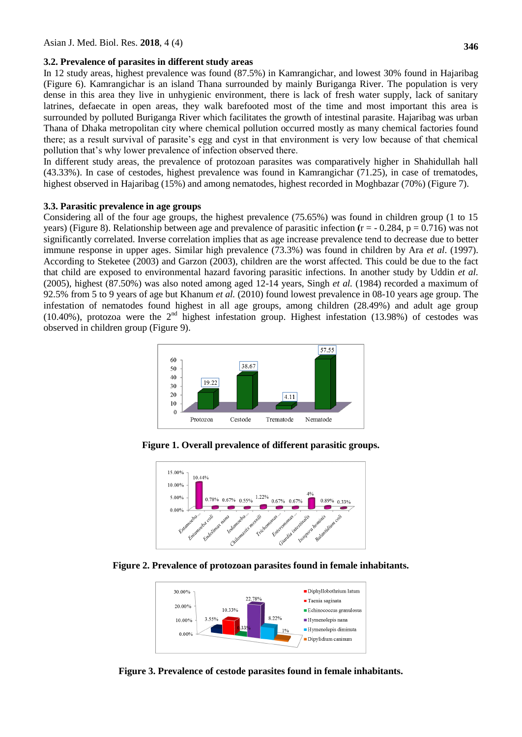### 3.2. Prevalence of parasites in different study areas

In 12 study areas, highest prevalence was found (87.5%) in Kamrangichar, and lowest 30% found in Hajaribag (Figure 6). Kamrangichar is an island Thana surrounded by mainly Buriganga River. The population is very dense in this area they live in unhygienic environment, there is lack of fresh water supply, lack of sanitary latrines, defaecate in open areas, they walk barefooted most of the time and most important this area is surrounded by polluted Buriganga River which facilitates the growth of intestinal parasite. Hajaribag was urban Thana of Dhaka metropolitan city where chemical pollution occurred mostly as many chemical factories found there; as a result survival of parasite's egg and cyst in that environment is very low because of that chemical pollution that's why lower prevalence of infection observed there.

In different study areas, the prevalence of protozoan parasites was comparatively higher in Shahidullah hall (43.33%). In case of cestodes, highest prevalence was found in Kamrangichar (71.25), in case of trematodes, highest observed in Hajaribag (15%) and among nematodes, highest recorded in Moghbazar (70%) (Figure 7).

### 3.3. Parasitic prevalence in age groups

Considering all of the four age groups, the highest prevalence (75.65%) was found in children group (1 to 15 years) (Figure 8). Relationship between age and prevalence of parasitic infection **(**$r = -0.284$, $p = 0.716$) was not significantly correlated. Inverse correlation implies that as age increase prevalence tend to decrease due to better immune response in upper ages. Similar high prevalence (73.3%) was found in children by Ara *et al*. (1997). According to Steketee (2003) and Garzon (2003), children are the worst affected. This could be due to the fact that child are exposed to environmental hazard favoring parasitic infections. In another study by Uddin *et al.* (2005), highest (87.50%) was also noted among aged 12-14 years, Singh *et al.* (1984) recorded a maximum of 92.5% from 5 to 9 years of age but Khanum *et al.* (2010) found lowest prevalence in 08-10 years age group. The infestation of nematodes found highest in all age groups, among children (28.49%) and adult age group (10.40%), protozoa were the 2nd highest infestation group. Highest infestation (13.98%) of cestodes was observed in children group (Figure 9).

**Figure 1. Overall prevalence of different parasitic groups.**

**Figure 2. Prevalence of protozoan parasites found in female inhabitants.**

**Figure 3. Prevalence of cestode parasites found in female inhabitants.**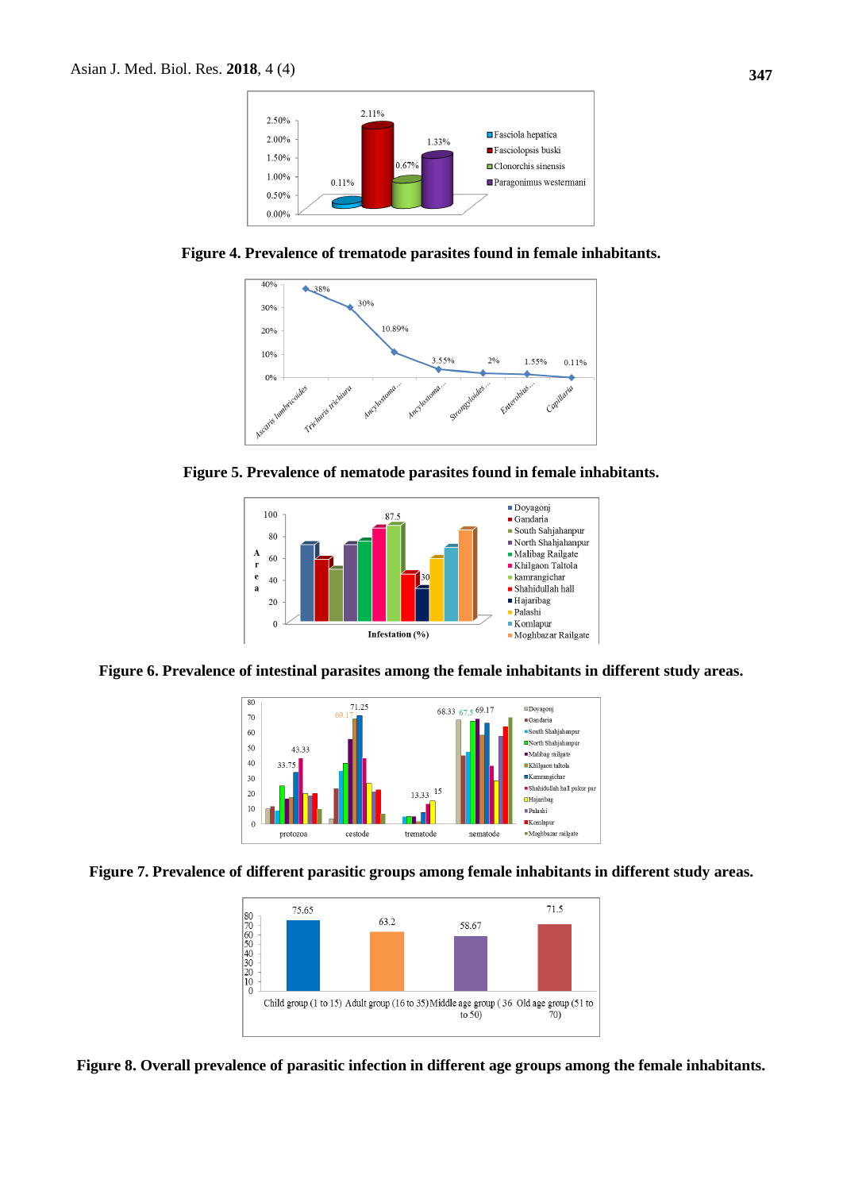**Figure 4. Prevalence of trematode parasites found in female inhabitants.**

**Figure 5. Prevalence of nematode parasites found in female inhabitants.**

**Figure 6. Prevalence of intestinal parasites among the female inhabitants in different study areas.**

**Figure 7. Prevalence of different parasitic groups among female inhabitants in different study areas.**

**Figure 8. Overall prevalence of parasitic infection in different age groups among the female inhabitants.**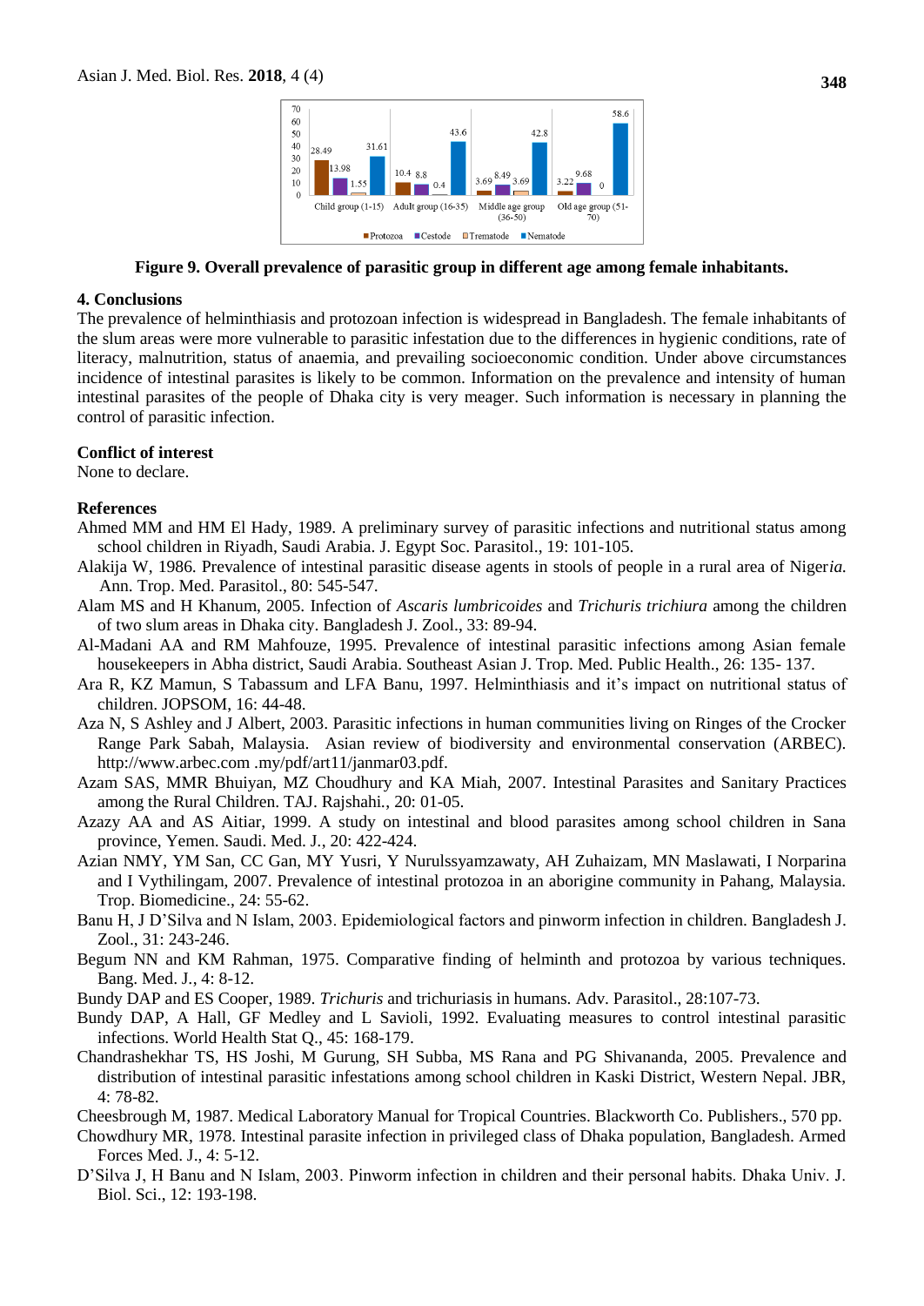**Figure 9. Overall prevalence of parasitic group in different age among female inhabitants.**

### 4. Conclusions

The prevalence of helminthiasis and protozoan infection is widespread in Bangladesh. The female inhabitants of the slum areas were more vulnerable to parasitic infestation due to the differences in hygienic conditions, rate of literacy, malnutrition, status of anaemia, and prevailing socioeconomic condition. Under above circumstances incidence of intestinal parasites is likely to be common. Information on the prevalence and intensity of human intestinal parasites of the people of Dhaka city is very meager. Such information is necessary in planning the control of parasitic infection.

### Conflict of interest

None to declare.

### References

Ahmed MM and HM El Hady, 1989. A preliminary survey of parasitic infections and nutritional status among school children in Riyadh, Saudi Arabia. J. Egypt Soc. Parasitol., 19: 101-105.

Alakija W, 1986. Prevalence of intestinal parasitic disease agents in stools of people in a rural area of Niger*ia.* Ann. Trop. Med. Parasitol., 80: 545-547.

Alam MS and H Khanum, 2005. Infection of *Ascaris lumbricoides* and *Trichuris trichiura* among the children of two slum areas in Dhaka city. Bangladesh J. Zool., 33: 89-94.

Al-Madani AA and RM Mahfouze, 1995. Prevalence of intestinal parasitic infections among Asian female housekeepers in Abha district, Saudi Arabia. Southeast Asian J. Trop. Med. Public Health., 26: 135- 137.

Ara R, KZ Mamun, S Tabassum and LFA Banu, 1997. Helminthiasis and it's impact on nutritional status of children. JOPSOM, 16: 44-48.

Aza N, S Ashley and J Albert, 2003. Parasitic infections in human communities living on Ringes of the Crocker Range Park Sabah, Malaysia. Asian review of biodiversity and environmental conservation (ARBEC). http://www.arbec.com .my/pdf/art11/janmar03.pdf.

Azam SAS, MMR Bhuiyan, MZ Choudhury and KA Miah, 2007. Intestinal Parasites and Sanitary Practices among the Rural Children. TAJ. Rajshahi., 20: 01-05.

Azazy AA and AS Aitiar, 1999. A study on intestinal and blood parasites among school children in Sana province, Yemen. Saudi. Med. J., 20: 422-424.

Azian NMY, YM San, CC Gan, MY Yusri, Y Nurulssyamzawaty, AH Zuhaizam, MN Maslawati, I Norparina and I Vythilingam, 2007. Prevalence of intestinal protozoa in an aborigine community in Pahang, Malaysia. Trop. Biomedicine., 24: 55-62.

Banu H, J D'Silva and N Islam, 2003. Epidemiological factors and pinworm infection in children. Bangladesh J. Zool., 31: 243-246.

Begum NN and KM Rahman, 1975. Comparative finding of helminth and protozoa by various techniques. Bang. Med. J., 4: 8-12.

Bundy DAP and ES Cooper, 1989. *Trichuris* and trichuriasis in humans. Adv. Parasitol., 28:107-73.

Bundy DAP, A Hall, GF Medley and L Savioli, 1992. Evaluating measures to control intestinal parasitic infections. World Health Stat Q., 45: 168-179.

Chandrashekhar TS, HS Joshi, M Gurung, SH Subba, MS Rana and PG Shivananda, 2005. Prevalence and distribution of intestinal parasitic infestations among school children in Kaski District, Western Nepal. JBR, 4: 78-82.

Cheesbrough M, 1987. Medical Laboratory Manual for Tropical Countries. Blackworth Co. Publishers., 570 pp.

Chowdhury MR, 1978. Intestinal parasite infection in privileged class of Dhaka population, Bangladesh. Armed Forces Med. J., 4: 5-12.

D'Silva J, H Banu and N Islam, 2003. Pinworm infection in children and their personal habits. Dhaka Univ. J. Biol. Sci., 12: 193-198.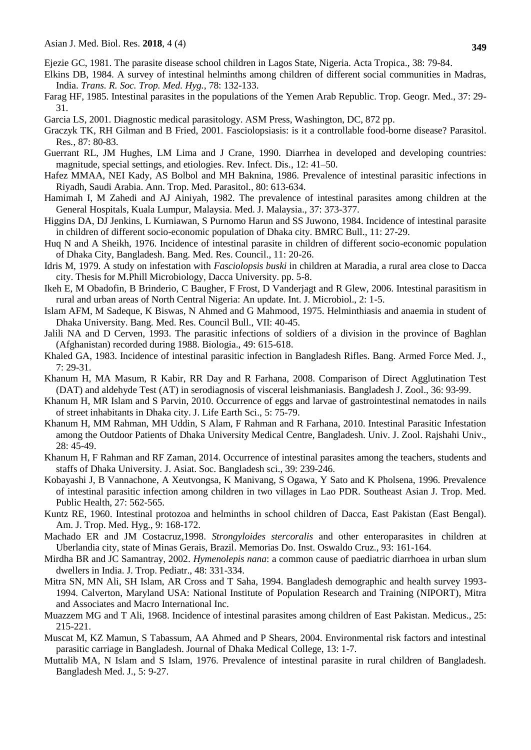Ejezie GC, 1981. The parasite disease school children in Lagos State, Nigeria. Acta Tropica., 38: 79-84.

Elkins DB, 1984. A survey of intestinal helminths among children of different social communities in Madras, India. *Trans. R. Soc. Trop. Med. Hyg.*, 78: 132-133.

Farag HF, 1985. Intestinal parasites in the populations of the Yemen Arab Republic. Trop. Geogr. Med., 37: 29-31.

Garcia LS, 2001. Diagnostic medical parasitology. ASM Press, Washington, DC, 872 pp.

Graczyk TK, RH Gilman and B Fried, 2001. Fasciolopsiasis: is it a controllable food-borne disease? Parasitol. Res., 87: 80-83.

Guerrant RL, JM Hughes, LM Lima and J Crane, 1990. Diarrhea in developed and developing countries: magnitude, special settings, and etiologies. Rev. Infect. Dis., 12: 41–50.

Hafez MMAA, NEI Kady, AS Bolbol and MH Baknina, 1986. Prevalence of intestinal parasitic infections in Riyadh, Saudi Arabia. Ann. Trop. Med. Parasitol., 80: 613-634.

Hamimah I, M Zahedi and AJ Ainiyah, 1982. The prevalence of intestinal parasites among children at the General Hospitals, Kuala Lumpur, Malaysia. Med. J. Malaysia., 37: 373-377.

Higgins DA, DJ Jenkins, L Kurniawan, S Purnomo Harun and SS Juwono, 1984. Incidence of intestinal parasite in children of different socio-economic population of Dhaka city. BMRC Bull., 11: 27-29.

Huq N and A Sheikh, 1976. Incidence of intestinal parasite in children of different socio-economic population of Dhaka City, Bangladesh. Bang. Med. Res. Council., 11: 20-26.

Idris M, 1979. A study on infestation with *Fasciolopsis buski* in children at Maradia, a rural area close to Dacca city. Thesis for M.Phill Microbiology, Dacca University. pp. 5-8.

Ikeh E, M Obadofin, B Brinderio, C Baugher, F Frost, D Vanderjagt and R Glew, 2006. Intestinal parasitism in rural and urban areas of North Central Nigeria: An update. Int. J. Microbiol., 2: 1-5.

Islam AFM, M Sadeque, K Biswas, N Ahmed and G Mahmood, 1975. Helminthiasis and anaemia in student of Dhaka University. Bang. Med. Res. Council Bull., VII: 40-45.

Jalili NA and D Cerven, 1993. The parasitic infections of soldiers of a division in the province of Baghlan (Afghanistan) recorded during 1988. Biologia., 49: 615-618.

Khaled GA, 1983. Incidence of intestinal parasitic infection in Bangladesh Rifles. Bang. Armed Force Med. J., 7: 29-31.

Khanum H, MA Masum, R Kabir, RR Day and R Farhana, 2008. Comparison of Direct Agglutination Test (DAT) and aldehyde Test (AT) in serodiagnosis of visceral leishmaniasis. Bangladesh J. Zool., 36: 93-99.

Khanum H, MR Islam and S Parvin, 2010. Occurrence of eggs and larvae of gastrointestinal nematodes in nails of street inhabitants in Dhaka city. J. Life Earth Sci., 5: 75-79.

Khanum H, MM Rahman, MH Uddin, S Alam, F Rahman and R Farhana, 2010. Intestinal Parasitic Infestation among the Outdoor Patients of Dhaka University Medical Centre, Bangladesh. Univ. J. Zool. Rajshahi Univ., 28: 45-49.

Khanum H, F Rahman and RF Zaman, 2014. Occurrence of intestinal parasites among the teachers, students and staffs of Dhaka University. J. Asiat. Soc. Bangladesh sci., 39: 239-246.

Kobayashi J, B Vannachone, A Xeutvongsa, K Manivang, S Ogawa, Y Sato and K Pholsena, 1996. Prevalence of intestinal parasitic infection among children in two villages in Lao PDR. Southeast Asian J. Trop. Med. Public Health, 27: 562-565.

Kuntz RE, 1960. Intestinal protozoa and helminths in school children of Dacca, East Pakistan (East Bengal). Am. J. Trop. Med. Hyg., 9: 168-172.

Machado ER and JM Costacruz,1998. *Strongyloides stercoralis* and other enteroparasites in children at Uberlandia city, state of Minas Gerais, Brazil. Memorias Do. Inst. Oswaldo Cruz., 93: 161-164.

Mirdha BR and JC Samantray, 2002. *Hymenolepis nana*: a common cause of paediatric diarrhoea in urban slum dwellers in India. J. Trop. Pediatr., 48: 331-334.

Mitra SN, MN Ali, SH Islam, AR Cross and T Saha, 1994. Bangladesh demographic and health survey 1993-1994. Calverton, Maryland USA: National Institute of Population Research and Training (NIPORT), Mitra and Associates and Macro International Inc.

Muazzem MG and T Ali, 1968. Incidence of intestinal parasites among children of East Pakistan. Medicus., 25: 215-221.

Muscat M, KZ Mamun, S Tabassum, AA Ahmed and P Shears, 2004. Environmental risk factors and intestinal parasitic carriage in Bangladesh. Journal of Dhaka Medical College, 13: 1-7.

Muttalib MA, N Islam and S Islam, 1976. Prevalence of intestinal parasite in rural children of Bangladesh. Bangladesh Med. J., 5: 9-27.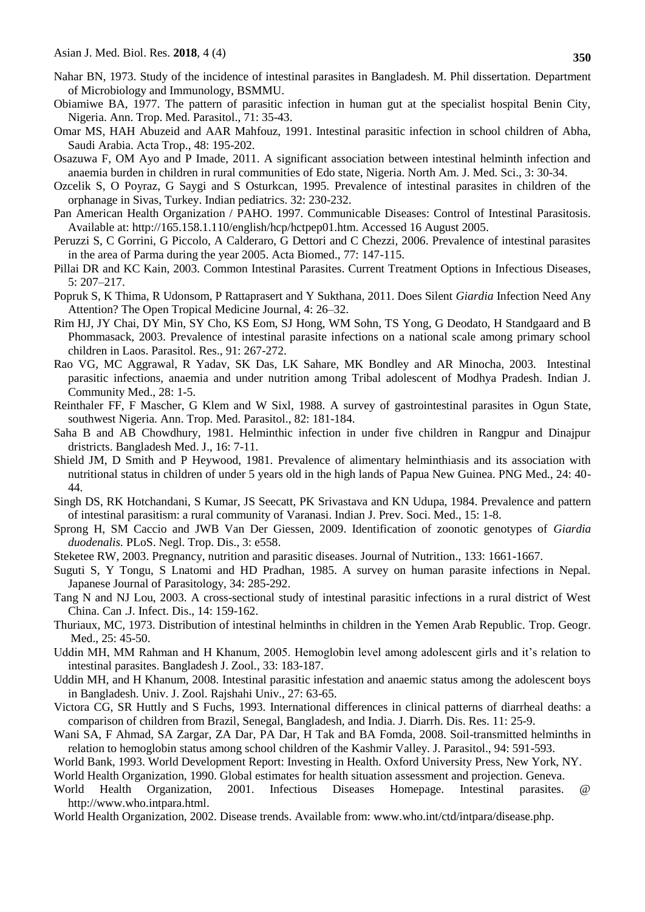Nahar BN, 1973. Study of the incidence of intestinal parasites in Bangladesh. M. Phil dissertation. Department of Microbiology and Immunology, BSMMU.

Obiamiwe BA, 1977. The pattern of parasitic infection in human gut at the specialist hospital Benin City, Nigeria. Ann. Trop. Med. Parasitol., 71: 35-43.

Omar MS, HAH Abuzeid and AAR Mahfouz, 1991. Intestinal parasitic infection in school children of Abha, Saudi Arabia. Acta Trop., 48: 195-202.

Osazuwa F, OM Ayo and P Imade, 2011. A significant association between intestinal helminth infection and anaemia burden in children in rural communities of Edo state, Nigeria. North Am. J. Med. Sci., 3: 30-34.

Ozcelik S, O Poyraz, G Saygi and S Osturkcan, 1995. Prevalence of intestinal parasites in children of the orphanage in Sivas, Turkey. Indian pediatrics. 32: 230-232.

Pan American Health Organization / PAHO. 1997. Communicable Diseases: Control of Intestinal Parasitosis. Available at: http://165.158.1.110/english/hcp/hctpep01.htm. Accessed 16 August 2005.

Peruzzi S, C Gorrini, G Piccolo, A Calderaro, G Dettori and C Chezzi, 2006. Prevalence of intestinal parasites in the area of Parma during the year 2005. Acta Biomed., 77: 147-115.

Pillai DR and KC Kain, 2003. Common Intestinal Parasites. Current Treatment Options in Infectious Diseases, 5: 207–217.

Popruk S, K Thima, R Udonsom, P Rattaprasert and Y Sukthana, 2011. Does Silent *Giardia* Infection Need Any Attention? The Open Tropical Medicine Journal, 4: 26–32.

Rim HJ, JY Chai, DY Min, SY Cho, KS Eom, SJ Hong, WM Sohn, TS Yong, G Deodato, H Standgaard and B Phommasack, 2003. Prevalence of intestinal parasite infections on a national scale among primary school children in Laos. Parasitol. Res., 91: 267-272.

Rao VG, MC Aggrawal, R Yadav, SK Das, LK Sahare, MK Bondley and AR Minocha, 2003. Intestinal parasitic infections, anaemia and under nutrition among Tribal adolescent of Modhya Pradesh. Indian J. Community Med., 28: 1-5.

Reinthaler FF, F Mascher, G Klem and W Sixl, 1988. A survey of gastrointestinal parasites in Ogun State, southwest Nigeria. Ann. Trop. Med. Parasitol., 82: 181-184.

Saha B and AB Chowdhury, 1981. Helminthic infection in under five children in Rangpur and Dinajpur dristricts. Bangladesh Med. J., 16: 7-11.

Shield JM, D Smith and P Heywood, 1981. Prevalence of alimentary helminthiasis and its association with nutritional status in children of under 5 years old in the high lands of Papua New Guinea. PNG Med., 24: 40-44.

Singh DS, RK Hotchandani, S Kumar, JS Seecatt, PK Srivastava and KN Udupa, 1984. Prevalence and pattern of intestinal parasitism: a rural community of Varanasi. Indian J. Prev. Soci. Med., 15: 1-8.

Sprong H, SM Caccio and JWB Van Der Giessen, 2009. Identification of zoonotic genotypes of *Giardia duodenalis.* PLoS. Negl. Trop. Dis., 3: e558.

Steketee RW, 2003. Pregnancy, nutrition and parasitic diseases. Journal of Nutrition., 133: 1661-1667.

Suguti S, Y Tongu, S Lnatomi and HD Pradhan, 1985. A survey on human parasite infections in Nepal. Japanese Journal of Parasitology, 34: 285-292.

Tang N and NJ Lou, 2003. A cross-sectional study of intestinal parasitic infections in a rural district of West China. Can .J. Infect. Dis., 14: 159-162.

Thuriaux, MC, 1973. Distribution of intestinal helminths in children in the Yemen Arab Republic. Trop. Geogr. Med., 25: 45-50.

Uddin MH, MM Rahman and H Khanum, 2005. Hemoglobin level among adolescent girls and it's relation to intestinal parasites. Bangladesh J. Zool., 33: 183-187.

Uddin MH, and H Khanum, 2008. Intestinal parasitic infestation and anaemic status among the adolescent boys in Bangladesh. Univ. J. Zool. Rajshahi Univ., 27: 63-65.

Victora CG, SR Huttly and S Fuchs, 1993. International differences in clinical patterns of diarrheal deaths: a comparison of children from Brazil, Senegal, Bangladesh, and India. J. Diarrh. Dis. Res. 11: 25-9.

Wani SA, F Ahmad, SA Zargar, ZA Dar, PA Dar, H Tak and BA Fomda, 2008. Soil-transmitted helminths in relation to hemoglobin status among school children of the Kashmir Valley. J. Parasitol., 94: 591-593.

World Bank, 1993. World Development Report: Investing in Health. Oxford University Press, New York, NY.

World Health Organization, 1990. Global estimates for health situation assessment and projection. Geneva.

World Health Organization, 2001. Infectious Diseases Homepage. Intestinal parasites. @ http://www.who.intpara.html.

World Health Organization, 2002. Disease trends. Available from: www.who.int/ctd/intpara/disease.php.